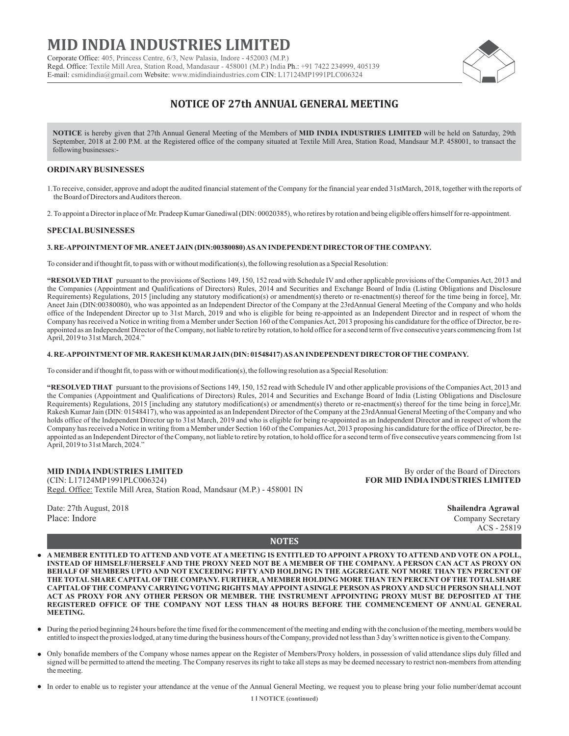# MID INDIA INDUSTRIES LIMITED

Corporate Office: 405, Princess Centre, 6/3, New Palasia, Indore - 452003 (M.P.)
Regd. Office: Textile Mill Area, Station Road, Mandasaur - 458001 (M.P.) India Ph.: +91 7422 234999, 405139
E-mail: csmidindia@gmail.com Website: www.midindiaindustries.com CIN: L17124MP1991PLC006324

## NOTICE OF 27th ANNUAL GENERAL MEETING

**NOTICE** is hereby given that 27th Annual General Meeting of the Members of **MID INDIA INDUSTRIES LIMITED** will be held on Saturday, 29th September, 2018 at 2.00 P.M. at the Registered office of the company situated at Textile Mill Area, Station Road, Mandsaur M.P. 458001, to transact the following businesses:-

### ORDINARY BUSINESSES

1. To receive, consider, approve and adopt the audited financial statement of the Company for the financial year ended 31stMarch, 2018, together with the reports of the Board of Directors and Auditors thereon.

2. To appoint a Director in place of Mr. Pradeep Kumar Ganediwal (DIN: 00020385), who retires by rotation and being eligible offers himself for re-appointment.

### SPECIAL BUSINESSES

#### 3. RE-APPOINTMENT OF MR. ANEET JAIN (DIN:00380080) AS AN INDEPENDENT DIRECTOR OF THE COMPANY.

To consider and if thought fit, to pass with or without modification(s), the following resolution as a Special Resolution:

**"RESOLVED THAT** pursuant to the provisions of Sections 149, 150, 152 read with Schedule IV and other applicable provisions of the Companies Act, 2013 and the Companies (Appointment and Qualifications of Directors) Rules, 2014 and Securities and Exchange Board of India (Listing Obligations and Disclosure Requirements) Regulations, 2015 [including any statutory modification(s) or amendment(s) thereto or re-enactment(s) thereof for the time being in force], Mr. Aneet Jain (DIN:00380080), who was appointed as an Independent Director of the Company at the 23rdAnnual General Meeting of the Company and who holds office of the Independent Director up to 31st March, 2019 and who is eligible for being re-appointed as an Independent Director and in respect of whom the Company has received a Notice in writing from a Member under Section 160 of the Companies Act, 2013 proposing his candidature for the office of Director, be re-appointed as an Independent Director of the Company, not liable to retire by rotation, to hold office for a second term of five consecutive years commencing from 1st April, 2019 to 31st March, 2024."

#### 4. RE-APPOINTMENT OF MR. RAKESH KUMAR JAIN (DIN: 01548417) AS AN INDEPENDENT DIRECTOR OF THE COMPANY.

To consider and if thought fit, to pass with or without modification(s), the following resolution as a Special Resolution:

**"RESOLVED THAT** pursuant to the provisions of Sections 149, 150, 152 read with Schedule IV and other applicable provisions of the Companies Act, 2013 and the Companies (Appointment and Qualifications of Directors) Rules, 2014 and Securities and Exchange Board of India (Listing Obligations and Disclosure Requirements) Regulations, 2015 [including any statutory modification(s) or amendment(s) thereto or re-enactment(s) thereof for the time being in force],Mr. Rakesh Kumar Jain (DIN: 01548417), who was appointed as an Independent Director of the Company at the 23rdAnnual General Meeting of the Company and who holds office of the Independent Director up to 31st March, 2019 and who is eligible for being re-appointed as an Independent Director and in respect of whom the Company has received a Notice in writing from a Member under Section 160 of the Companies Act, 2013 proposing his candidature for the office of Director, be re-appointed as an Independent Director of the Company, not liable to retire by rotation, to hold office for a second term of five consecutive years commencing from 1st April, 2019 to 31st March, 2024."

**MID INDIA INDUSTRIES LIMITED**
(CIN: L17124MP1991PLC006324)
Regd. Office: Textile Mill Area, Station Road, Mandsaur (M.P.) - 458001 IN

By order of the Board of Directors
**FOR MID INDIA INDUSTRIES LIMITED**

Date: 27th August, 2018
Place: Indore

**Shailendra Agrawal**
Company Secretary
ACS - 25819

### NOTES

- **A MEMBER ENTITLED TO ATTEND AND VOTE AT A MEETING IS ENTITLED TO APPOINT A PROXY TO ATTEND AND VOTE ON A POLL, INSTEAD OF HIMSELF/HERSELF AND THE PROXY NEED NOT BE A MEMBER OF THE COMPANY. A PERSON CAN ACT AS PROXY ON BEHALF OF MEMBERS UPTO AND NOT EXCEEDING FIFTY AND HOLDING IN THE AGGREGATE NOT MORE THAN TEN PERCENT OF THE TOTAL SHARE CAPITAL OF THE COMPANY. FURTHER, A MEMBER HOLDING MORE THAN TEN PERCENT OF THE TOTAL SHARE CAPITAL OF THE COMPANY CARRYING VOTING RIGHTS MAY APPOINT A SINGLE PERSON AS PROXY AND SUCH PERSON SHALL NOT ACT AS PROXY FOR ANY OTHER PERSON OR MEMBER. THE INSTRUMENT APPOINTING PROXY MUST BE DEPOSITED AT THE REGISTERED OFFICE OF THE COMPANY NOT LESS THAN 48 HOURS BEFORE THE COMMENCEMENT OF ANNUAL GENERAL MEETING.**

- During the period beginning 24 hours before the time fixed for the commencement of the meeting and ending with the conclusion of the meeting, members would be entitled to inspect the proxies lodged, at any time during the business hours of the Company, provided not less than 3 day's written notice is given to the Company.

- Only bonafide members of the Company whose names appear on the Register of Members/Proxy holders, in possession of valid attendance slips duly filled and signed will be permitted to attend the meeting. The Company reserves its right to take all steps as may be deemed necessary to restrict non-members from attending the meeting.

- In order to enable us to register your attendance at the venue of the Annual General Meeting, we request you to please bring your folio number/demat account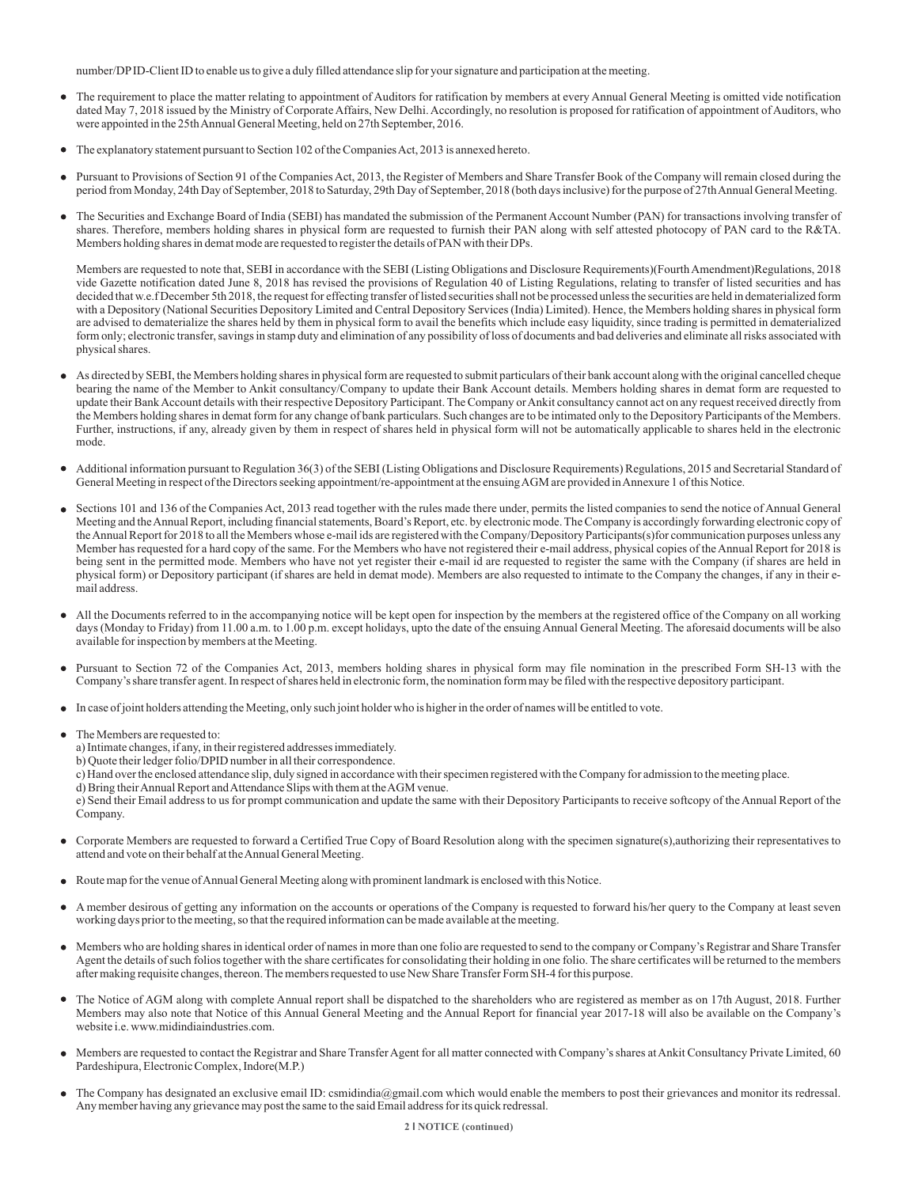number/DP ID-Client ID to enable us to give a duly filled attendance slip for your signature and participation at the meeting.

- The requirement to place the matter relating to appointment of Auditors for ratification by members at every Annual General Meeting is omitted vide notification dated May 7, 2018 issued by the Ministry of Corporate Affairs, New Delhi. Accordingly, no resolution is proposed for ratification of appointment of Auditors, who were appointed in the 25th Annual General Meeting, held on 27th September, 2016.

- The explanatory statement pursuant to Section 102 of the Companies Act, 2013 is annexed hereto.

- Pursuant to Provisions of Section 91 of the Companies Act, 2013, the Register of Members and Share Transfer Book of the Company will remain closed during the period from Monday, 24th Day of September, 2018 to Saturday, 29th Day of September, 2018 (both days inclusive) for the purpose of 27th Annual General Meeting.

- The Securities and Exchange Board of India (SEBI) has mandated the submission of the Permanent Account Number (PAN) for transactions involving transfer of shares. Therefore, members holding shares in physical form are requested to furnish their PAN along with self attested photocopy of PAN card to the R&TA. Members holding shares in demat mode are requested to register the details of PAN with their DPs.

  Members are requested to note that, SEBI in accordance with the SEBI (Listing Obligations and Disclosure Requirements)(Fourth Amendment)Regulations, 2018 vide Gazette notification dated June 8, 2018 has revised the provisions of Regulation 40 of Listing Regulations, relating to transfer of listed securities and has decided that w.e.f December 5th 2018, the request for effecting transfer of listed securities shall not be processed unless the securities are held in dematerialized form with a Depository (National Securities Depository Limited and Central Depository Services (India) Limited). Hence, the Members holding shares in physical form are advised to dematerialize the shares held by them in physical form to avail the benefits which include easy liquidity, since trading is permitted in dematerialized form only; electronic transfer, savings in stamp duty and elimination of any possibility of loss of documents and bad deliveries and eliminate all risks associated with physical shares.

- As directed by SEBI, the Members holding shares in physical form are requested to submit particulars of their bank account along with the original cancelled cheque bearing the name of the Member to Ankit consultancy/Company to update their Bank Account details. Members holding shares in demat form are requested to update their Bank Account details with their respective Depository Participant. The Company or Ankit consultancy cannot act on any request received directly from the Members holding shares in demat form for any change of bank particulars. Such changes are to be intimated only to the Depository Participants of the Members. Further, instructions, if any, already given by them in respect of shares held in physical form will not be automatically applicable to shares held in the electronic mode.

- Additional information pursuant to Regulation 36(3) of the SEBI (Listing Obligations and Disclosure Requirements) Regulations, 2015 and Secretarial Standard of General Meeting in respect of the Directors seeking appointment/re-appointment at the ensuing AGM are provided in Annexure 1 of this Notice.

- Sections 101 and 136 of the Companies Act, 2013 read together with the rules made there under, permits the listed companies to send the notice of Annual General Meeting and the Annual Report, including financial statements, Board's Report, etc. by electronic mode. The Company is accordingly forwarding electronic copy of the Annual Report for 2018 to all the Members whose e-mail ids are registered with the Company/Depository Participants(s)for communication purposes unless any Member has requested for a hard copy of the same. For the Members who have not registered their e-mail address, physical copies of the Annual Report for 2018 is being sent in the permitted mode. Members who have not yet register their e-mail id are requested to register the same with the Company (if shares are held in physical form) or Depository participant (if shares are held in demat mode). Members are also requested to intimate to the Company the changes, if any in their e-mail address.

- All the Documents referred to in the accompanying notice will be kept open for inspection by the members at the registered office of the Company on all working days (Monday to Friday) from 11.00 a.m. to 1.00 p.m. except holidays, upto the date of the ensuing Annual General Meeting. The aforesaid documents will be also available for inspection by members at the Meeting.

- Pursuant to Section 72 of the Companies Act, 2013, members holding shares in physical form may file nomination in the prescribed Form SH-13 with the Company's share transfer agent. In respect of shares held in electronic form, the nomination form may be filed with the respective depository participant.

- In case of joint holders attending the Meeting, only such joint holder who is higher in the order of names will be entitled to vote.

- The Members are requested to:
  a) Intimate changes, if any, in their registered addresses immediately.
  b) Quote their ledger folio/DPID number in all their correspondence.
  c) Hand over the enclosed attendance slip, duly signed in accordance with their specimen registered with the Company for admission to the meeting place.
  d) Bring their Annual Report and Attendance Slips with them at the AGM venue.
  e) Send their Email address to us for prompt communication and update the same with their Depository Participants to receive softcopy of the Annual Report of the Company.

- Corporate Members are requested to forward a Certified True Copy of Board Resolution along with the specimen signature(s),authorizing their representatives to attend and vote on their behalf at the Annual General Meeting.

- Route map for the venue of Annual General Meeting along with prominent landmark is enclosed with this Notice.

- A member desirous of getting any information on the accounts or operations of the Company is requested to forward his/her query to the Company at least seven working days prior to the meeting, so that the required information can be made available at the meeting.

- Members who are holding shares in identical order of names in more than one folio are requested to send to the company or Company's Registrar and Share Transfer Agent the details of such folios together with the share certificates for consolidating their holding in one folio. The share certificates will be returned to the members after making requisite changes, thereon. The members requested to use New Share Transfer Form SH-4 for this purpose.

- The Notice of AGM along with complete Annual report shall be dispatched to the shareholders who are registered as member as on 17th August, 2018. Further Members may also note that Notice of this Annual General Meeting and the Annual Report for financial year 2017-18 will also be available on the Company's website i.e. www.midindiaindustries.com.

- Members are requested to contact the Registrar and Share Transfer Agent for all matter connected with Company's shares at Ankit Consultancy Private Limited, 60 Pardeshipura, Electronic Complex, Indore(M.P.)

- The Company has designated an exclusive email ID: csmidindia@gmail.com which would enable the members to post their grievances and monitor its redressal. Any member having any grievance may post the same to the said Email address for its quick redressal.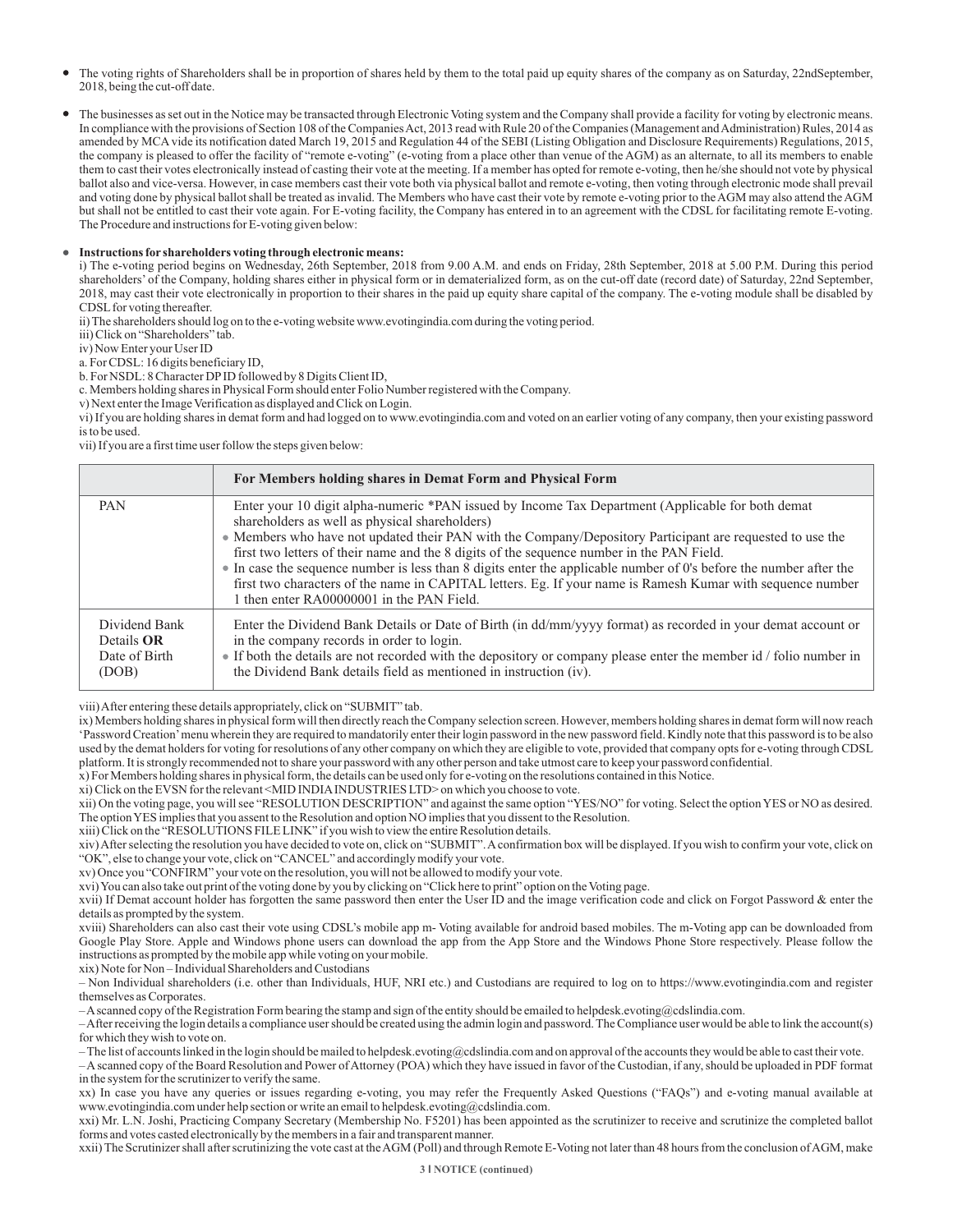- The voting rights of Shareholders shall be in proportion of shares held by them to the total paid up equity shares of the company as on Saturday, 22ndSeptember, 2018, being the cut-off date.

- The businesses as set out in the Notice may be transacted through Electronic Voting system and the Company shall provide a facility for voting by electronic means. In compliance with the provisions of Section 108 of the Companies Act, 2013 read with Rule 20 of the Companies (Management and Administration) Rules, 2014 as amended by MCA vide its notification dated March 19, 2015 and Regulation 44 of the SEBI (Listing Obligation and Disclosure Requirements) Regulations, 2015, the company is pleased to offer the facility of "remote e-voting" (e-voting from a place other than venue of the AGM) as an alternate, to all its members to enable them to cast their votes electronically instead of casting their vote at the meeting. If a member has opted for remote e-voting, then he/she should not vote by physical ballot also and vice-versa. However, in case members cast their vote both via physical ballot and remote e-voting, then voting through electronic mode shall prevail and voting done by physical ballot shall be treated as invalid. The Members who have cast their vote by remote e-voting prior to the AGM may also attend the AGM but shall not be entitled to cast their vote again. For E-voting facility, the Company has entered in to an agreement with the CDSL for facilitating remote E-voting. The Procedure and instructions for E-voting given below:

- **Instructions for shareholders voting through electronic means:**

i) The e-voting period begins on Wednesday, 26th September, 2018 from 9.00 A.M. and ends on Friday, 28th September, 2018 at 5.00 P.M. During this period shareholders' of the Company, holding shares either in physical form or in dematerialized form, as on the cut-off date (record date) of Saturday, 22nd September, 2018, may cast their vote electronically in proportion to their shares in the paid up equity share capital of the company. The e-voting module shall be disabled by CDSL for voting thereafter.

ii) The shareholders should log on to the e-voting website www.evotingindia.com during the voting period.

iii) Click on "Shareholders" tab.

iv) Now Enter your User ID

a. For CDSL: 16 digits beneficiary ID,

b. For NSDL: 8 Character DP ID followed by 8 Digits Client ID,

c. Members holding shares in Physical Form should enter Folio Number registered with the Company.

v) Next enter the Image Verification as displayed and Click on Login.

vi) If you are holding shares in demat form and had logged on to www.evotingindia.com and voted on an earlier voting of any company, then your existing password is to be used.

vii) If you are a first time user follow the steps given below:

| | **For Members holding shares in Demat Form and Physical Form** |
|---|---|
| PAN | Enter your 10 digit alpha-numeric *PAN issued by Income Tax Department (Applicable for both demat shareholders as well as physical shareholders)<br>• Members who have not updated their PAN with the Company/Depository Participant are requested to use the first two letters of their name and the 8 digits of the sequence number in the PAN Field.<br>• In case the sequence number is less than 8 digits enter the applicable number of 0's before the number after the first two characters of the name in CAPITAL letters. Eg. If your name is Ramesh Kumar with sequence number 1 then enter RA00000001 in the PAN Field. |
| Dividend Bank Details **OR** Date of Birth (DOB) | Enter the Dividend Bank Details or Date of Birth (in dd/mm/yyyy format) as recorded in your demat account or in the company records in order to login.<br>• If both the details are not recorded with the depository or company please enter the member id / folio number in the Dividend Bank details field as mentioned in instruction (iv). |

viii) After entering these details appropriately, click on "SUBMIT" tab.

ix) Members holding shares in physical form will then directly reach the Company selection screen. However, members holding shares in demat form will now reach 'Password Creation' menu wherein they are required to mandatorily enter their login password in the new password field. Kindly note that this password is to be also used by the demat holders for voting for resolutions of any other company on which they are eligible to vote, provided that company opts for e-voting through CDSL platform. It is strongly recommended not to share your password with any other person and take utmost care to keep your password confidential.

x) For Members holding shares in physical form, the details can be used only for e-voting on the resolutions contained in this Notice.

xi) Click on the EVSN for the relevant <MID INDIA INDUSTRIES LTD> on which you choose to vote.

xii) On the voting page, you will see "RESOLUTION DESCRIPTION" and against the same option "YES/NO" for voting. Select the option YES or NO as desired. The option YES implies that you assent to the Resolution and option NO implies that you dissent to the Resolution.

xiii) Click on the "RESOLUTIONS FILE LINK" if you wish to view the entire Resolution details.

xiv) After selecting the resolution you have decided to vote on, click on "SUBMIT". A confirmation box will be displayed. If you wish to confirm your vote, click on "OK", else to change your vote, click on "CANCEL" and accordingly modify your vote.

xv) Once you "CONFIRM" your vote on the resolution, you will not be allowed to modify your vote.

xvi) You can also take out print of the voting done by you by clicking on "Click here to print" option on the Voting page.

xvii) If Demat account holder has forgotten the same password then enter the User ID and the image verification code and click on Forgot Password & enter the details as prompted by the system.

xviii) Shareholders can also cast their vote using CDSL's mobile app m- Voting available for android based mobiles. The m-Voting app can be downloaded from Google Play Store. Apple and Windows phone users can download the app from the App Store and the Windows Phone Store respectively. Please follow the instructions as prompted by the mobile app while voting on your mobile.

xix) Note for Non – Individual Shareholders and Custodians

– Non Individual shareholders (i.e. other than Individuals, HUF, NRI etc.) and Custodians are required to log on to https://www.evotingindia.com and register themselves as Corporates.

– A scanned copy of the Registration Form bearing the stamp and sign of the entity should be emailed to helpdesk.evoting@cdslindia.com.

– After receiving the login details a compliance user should be created using the admin login and password. The Compliance user would be able to link the account(s) for which they wish to vote on.

– The list of accounts linked in the login should be mailed to helpdesk.evoting@cdslindia.com and on approval of the accounts they would be able to cast their vote.

– A scanned copy of the Board Resolution and Power of Attorney (POA) which they have issued in favor of the Custodian, if any, should be uploaded in PDF format in the system for the scrutinizer to verify the same.

xx) In case you have any queries or issues regarding e-voting, you may refer the Frequently Asked Questions ("FAQs") and e-voting manual available at www.evotingindia.com under help section or write an email to helpdesk.evoting@cdslindia.com.

xxi) Mr. L.N. Joshi, Practicing Company Secretary (Membership No. F5201) has been appointed as the scrutinizer to receive and scrutinize the completed ballot forms and votes casted electronically by the members in a fair and transparent manner.

xxii) The Scrutinizer shall after scrutinizing the vote cast at the AGM (Poll) and through Remote E-Voting not later than 48 hours from the conclusion of AGM, make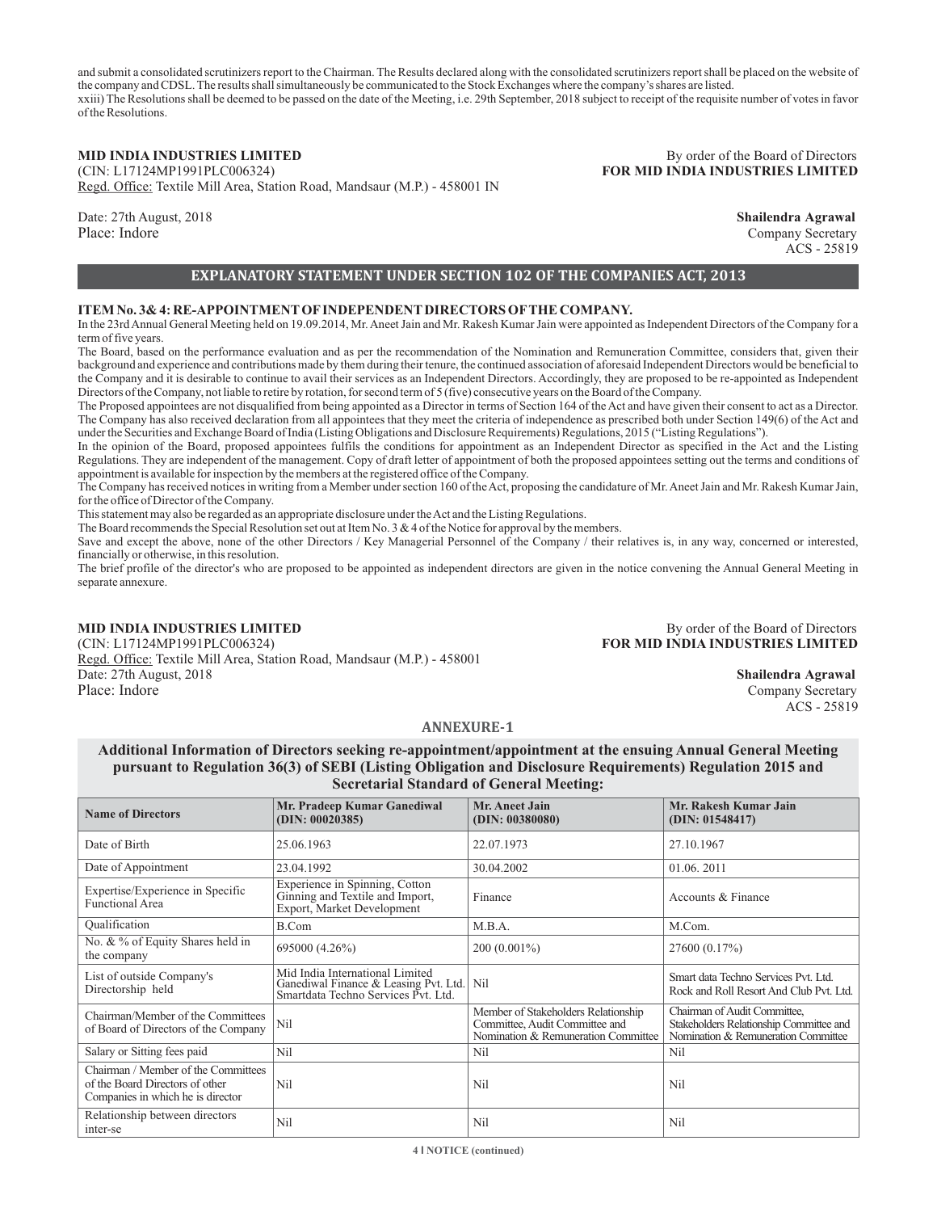and submit a consolidated scrutinizers report to the Chairman. The Results declared along with the consolidated scrutinizers report shall be placed on the website of the company and CDSL. The results shall simultaneously be communicated to the Stock Exchanges where the company's shares are listed.

xxiii) The Resolutions shall be deemed to be passed on the date of the Meeting, i.e. 29th September, 2018 subject to receipt of the requisite number of votes in favor of the Resolutions.

**MID INDIA INDUSTRIES LIMITED**
(CIN: L17124MP1991PLC006324)
Regd. Office: Textile Mill Area, Station Road, Mandsaur (M.P.) - 458001 IN

Date: 27th August, 2018
Place: Indore

By order of the Board of Directors
**FOR MID INDIA INDUSTRIES LIMITED**

**Shailendra Agrawal**
Company Secretary
ACS - 25819

## EXPLANATORY STATEMENT UNDER SECTION 102 OF THE COMPANIES ACT, 2013

**ITEM No. 3& 4: RE-APPOINTMENT OF INDEPENDENT DIRECTORS OF THE COMPANY.**

In the 23rd Annual General Meeting held on 19.09.2014, Mr. Aneet Jain and Mr. Rakesh Kumar Jain were appointed as Independent Directors of the Company for a term of five years.

The Board, based on the performance evaluation and as per the recommendation of the Nomination and Remuneration Committee, considers that, given their background and experience and contributions made by them during their tenure, the continued association of aforesaid Independent Directors would be beneficial to the Company and it is desirable to continue to avail their services as an Independent Directors. Accordingly, they are proposed to be re-appointed as Independent Directors of the Company, not liable to retire by rotation, for second term of 5 (five) consecutive years on the Board of the Company.

The Proposed appointees are not disqualified from being appointed as a Director in terms of Section 164 of the Act and have given their consent to act as a Director. The Company has also received declaration from all appointees that they meet the criteria of independence as prescribed both under Section 149(6) of the Act and under the Securities and Exchange Board of India (Listing Obligations and Disclosure Requirements) Regulations, 2015 ("Listing Regulations").

In the opinion of the Board, proposed appointees fulfils the conditions for appointment as an Independent Director as specified in the Act and the Listing Regulations. They are independent of the management. Copy of draft letter of appointment of both the proposed appointees setting out the terms and conditions of appointment is available for inspection by the members at the registered office of the Company.

The Company has received notices in writing from a Member under section 160 of the Act, proposing the candidature of Mr. Aneet Jain and Mr. Rakesh Kumar Jain, for the office of Director of the Company.

This statement may also be regarded as an appropriate disclosure under the Act and the Listing Regulations.

The Board recommends the Special Resolution set out at Item No. 3 & 4 of the Notice for approval by the members.

Save and except the above, none of the other Directors / Key Managerial Personnel of the Company / their relatives is, in any way, concerned or interested, financially or otherwise, in this resolution.

The brief profile of the director's who are proposed to be appointed as independent directors are given in the notice convening the Annual General Meeting in separate annexure.

**MID INDIA INDUSTRIES LIMITED**
(CIN: L17124MP1991PLC006324)
Regd. Office: Textile Mill Area, Station Road, Mandsaur (M.P.) - 458001
Date: 27th August, 2018
Place: Indore

By order of the Board of Directors
**FOR MID INDIA INDUSTRIES LIMITED**

**Shailendra Agrawal**
Company Secretary
ACS - 25819

## ANNEXURE-1

### Additional Information of Directors seeking re-appointment/appointment at the ensuing Annual General Meeting pursuant to Regulation 36(3) of SEBI (Listing Obligation and Disclosure Requirements) Regulation 2015 and Secretarial Standard of General Meeting:

| Name of Directors | Mr. Pradeep Kumar Ganediwal (DIN: 00020385) | Mr. Aneet Jain (DIN: 00380080) | Mr. Rakesh Kumar Jain (DIN: 01548417) |
|---|---|---|---|
| Date of Birth | 25.06.1963 | 22.07.1973 | 27.10.1967 |
| Date of Appointment | 23.04.1992 | 30.04.2002 | 01.06. 2011 |
| Expertise/Experience in Specific Functional Area | Experience in Spinning, Cotton Ginning and Textile and Import, Export, Market Development | Finance | Accounts & Finance |
| Qualification | B.Com | M.B.A. | M.Com. |
| No. & % of Equity Shares held in the company | 695000 (4.26%) | 200 (0.001%) | 27600 (0.17%) |
| List of outside Company's Directorship held | Mid India International Limited<br>Ganediwal Finance & Leasing Pvt. Ltd.<br>Smartdata Techno Services Pvt. Ltd. | Nil | Smart data Techno Services Pvt. Ltd.<br>Rock and Roll Resort And Club Pvt. Ltd. |
| Chairman/Member of the Committees of Board of Directors of the Company | Nil | Member of Stakeholders Relationship Committee, Audit Committee and Nomination & Remuneration Committee | Chairman of Audit Committee, Stakeholders Relationship Committee and Nomination & Remuneration Committee |
| Salary or Sitting fees paid | Nil | Nil | Nil |
| Chairman / Member of the Committees of the Board Directors of other Companies in which he is director | Nil | Nil | Nil |
| Relationship between directors inter-se | Nil | Nil | Nil |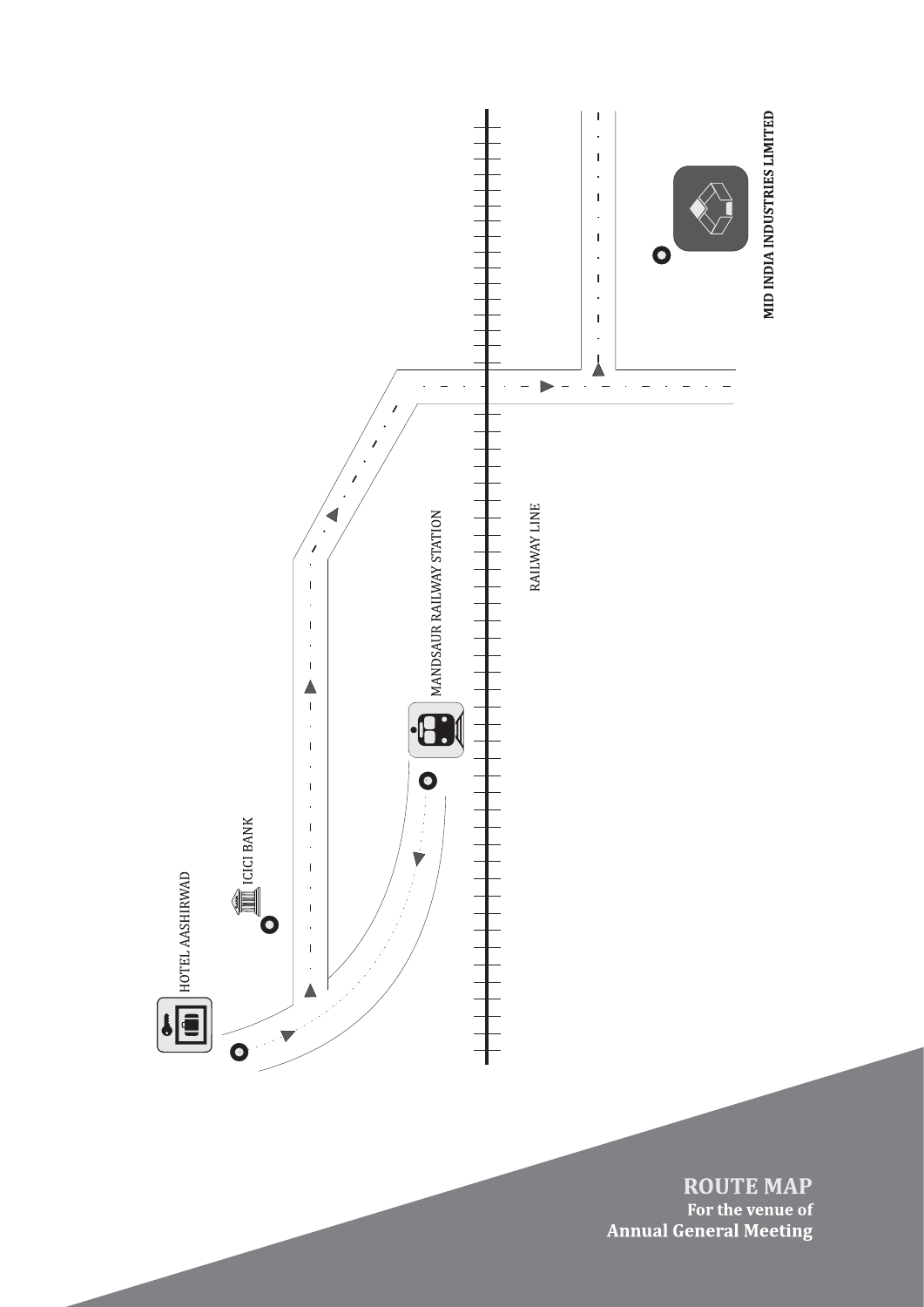HOTEL AASHIRWAD

ICICI BANK

MANDSAUR RAILWAY STATION

RAILWAY LINE

MID INDIA INDUSTRIES LIMITED

## ROUTE MAP

**For the venue of**
**Annual General Meeting**